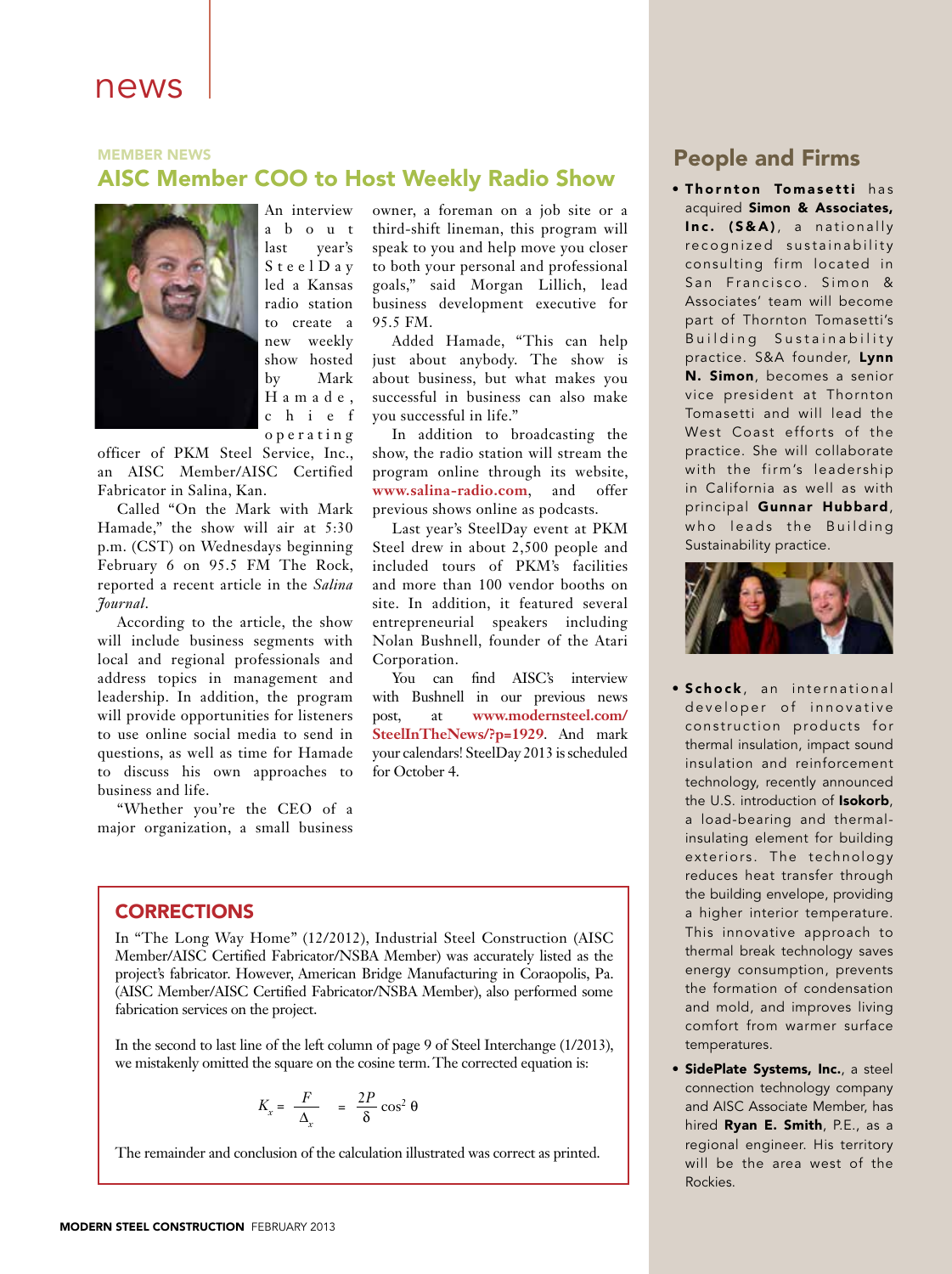# news

### MEMBER NEWS

## AISC Member COO to Host Weekly Radio Show

An interview about last year's SteelDay led a Kansas radio station to create a new weekly show hosted by Mark Hamade, chief operating officer of PKM Steel Service, Inc., an AISC Member/AISC Certified Fabricator in Salina, Kan.

Called "On the Mark with Mark Hamade," the show will air at 5:30 p.m. (CST) on Wednesdays beginning February 6 on 95.5 FM The Rock, reported a recent article in the *Salina Journal*.

According to the article, the show will include business segments with local and regional professionals and address topics in management and leadership. In addition, the program will provide opportunities for listeners to use online social media to send in questions, as well as time for Hamade to discuss his own approaches to business and life.

"Whether you're the CEO of a major organization, a small business owner, a foreman on a job site or a third-shift lineman, this program will speak to you and help move you closer to both your personal and professional goals," said Morgan Lillich, lead business development executive for 95.5 FM.

Added Hamade, "This can help just about anybody. The show is about business, but what makes you successful in business can also make you successful in life."

In addition to broadcasting the show, the radio station will stream the program online through its website, **www.salina-radio.com**, and offer previous shows online as podcasts.

Last year's SteelDay event at PKM Steel drew in about 2,500 people and included tours of PKM's facilities and more than 100 vendor booths on site. In addition, it featured several entrepreneurial speakers including Nolan Bushnell, founder of the Atari Corporation.

You can find AISC's interview with Bushnell in our previous news post, at **www.modernsteel.com/SteelInTheNews/?p=1929**. And mark your calendars! SteelDay 2013 is scheduled for October 4.

## CORRECTIONS

In "The Long Way Home" (12/2012), Industrial Steel Construction (AISC Member/AISC Certified Fabricator/NSBA Member) was accurately listed as the project's fabricator. However, American Bridge Manufacturing in Coraopolis, Pa. (AISC Member/AISC Certified Fabricator/NSBA Member), also performed some fabrication services on the project.

In the second to last line of the left column of page 9 of Steel Interchange (1/2013), we mistakenly omitted the square on the cosine term. The corrected equation is:

$$K_x = \frac{F}{\Delta_x} = \frac{2P}{\delta}\cos^2\theta$$

The remainder and conclusion of the calculation illustrated was correct as printed.

## People and Firms

- **Thornton Tomasetti** has acquired **Simon & Associates, Inc. (S&A)**, a nationally recognized sustainability consulting firm located in San Francisco. Simon & Associates' team will become part of Thornton Tomasetti's Building Sustainability practice. S&A founder, **Lynn N. Simon**, becomes a senior vice president at Thornton Tomasetti and will lead the West Coast efforts of the practice. She will collaborate with the firm's leadership in California as well as with principal **Gunnar Hubbard**, who leads the Building Sustainability practice.

- **Schock**, an international developer of innovative construction products for thermal insulation, impact sound insulation and reinforcement technology, recently announced the U.S. introduction of **Isokorb**, a load-bearing and thermal-insulating element for building exteriors. The technology reduces heat transfer through the building envelope, providing a higher interior temperature. This innovative approach to thermal break technology saves energy consumption, prevents the formation of condensation and mold, and improves living comfort from warmer surface temperatures.

- **SidePlate Systems, Inc.**, a steel connection technology company and AISC Associate Member, has hired **Ryan E. Smith**, P.E., as a regional engineer. His territory will be the area west of the Rockies.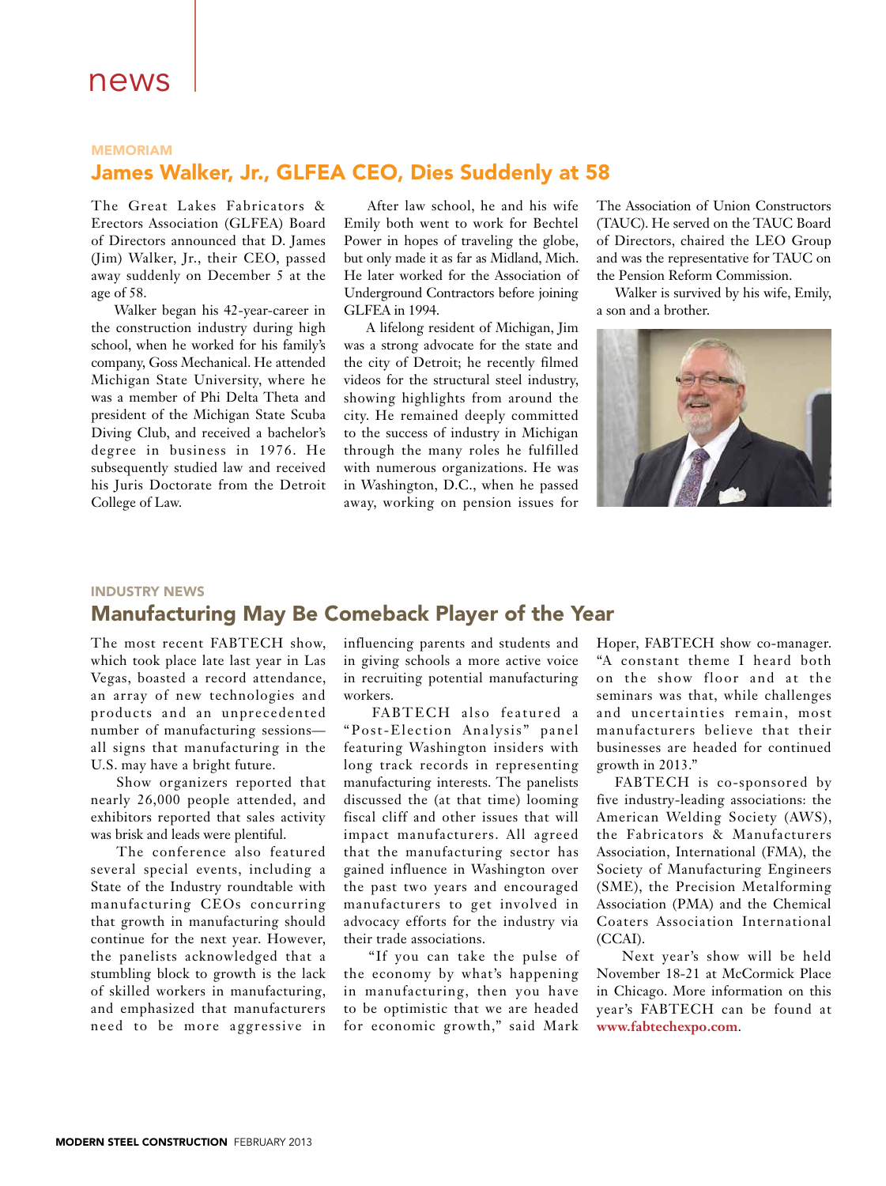# news

MEMORIAM

## James Walker, Jr., GLFEA CEO, Dies Suddenly at 58

The Great Lakes Fabricators & Erectors Association (GLFEA) Board of Directors announced that D. James (Jim) Walker, Jr., their CEO, passed away suddenly on December 5 at the age of 58.

Walker began his 42-year-career in the construction industry during high school, when he worked for his family's company, Goss Mechanical. He attended Michigan State University, where he was a member of Phi Delta Theta and president of the Michigan State Scuba Diving Club, and received a bachelor's degree in business in 1976. He subsequently studied law and received his Juris Doctorate from the Detroit College of Law.

After law school, he and his wife Emily both went to work for Bechtel Power in hopes of traveling the globe, but only made it as far as Midland, Mich. He later worked for the Association of Underground Contractors before joining GLFEA in 1994.

A lifelong resident of Michigan, Jim was a strong advocate for the state and the city of Detroit; he recently filmed videos for the structural steel industry, showing highlights from around the city. He remained deeply committed to the success of industry in Michigan through the many roles he fulfilled with numerous organizations. He was in Washington, D.C., when he passed away, working on pension issues for The Association of Union Constructors (TAUC). He served on the TAUC Board of Directors, chaired the LEO Group and was the representative for TAUC on the Pension Reform Commission.

Walker is survived by his wife, Emily, a son and a brother.

INDUSTRY NEWS

## Manufacturing May Be Comeback Player of the Year

The most recent FABTECH show, which took place late last year in Las Vegas, boasted a record attendance, an array of new technologies and products and an unprecedented number of manufacturing sessions—all signs that manufacturing in the U.S. may have a bright future.

Show organizers reported that nearly 26,000 people attended, and exhibitors reported that sales activity was brisk and leads were plentiful.

The conference also featured several special events, including a State of the Industry roundtable with manufacturing CEOs concurring that growth in manufacturing should continue for the next year. However, the panelists acknowledged that a stumbling block to growth is the lack of skilled workers in manufacturing, and emphasized that manufacturers need to be more aggressive in influencing parents and students and in giving schools a more active voice in recruiting potential manufacturing workers.

FABTECH also featured a "Post-Election Analysis" panel featuring Washington insiders with long track records in representing manufacturing interests. The panelists discussed the (at that time) looming fiscal cliff and other issues that will impact manufacturers. All agreed that the manufacturing sector has gained influence in Washington over the past two years and encouraged manufacturers to get involved in advocacy efforts for the industry via their trade associations.

"If you can take the pulse of the economy by what's happening in manufacturing, then you have to be optimistic that we are headed for economic growth," said Mark Hoper, FABTECH show co-manager. "A constant theme I heard both on the show floor and at the seminars was that, while challenges and uncertainties remain, most manufacturers believe that their businesses are headed for continued growth in 2013."

FABTECH is co-sponsored by five industry-leading associations: the American Welding Society (AWS), the Fabricators & Manufacturers Association, International (FMA), the Society of Manufacturing Engineers (SME), the Precision Metalforming Association (PMA) and the Chemical Coaters Association International (CCAI).

Next year's show will be held November 18-21 at McCormick Place in Chicago. More information on this year's FABTECH can be found at **www.fabtechexpo.com**.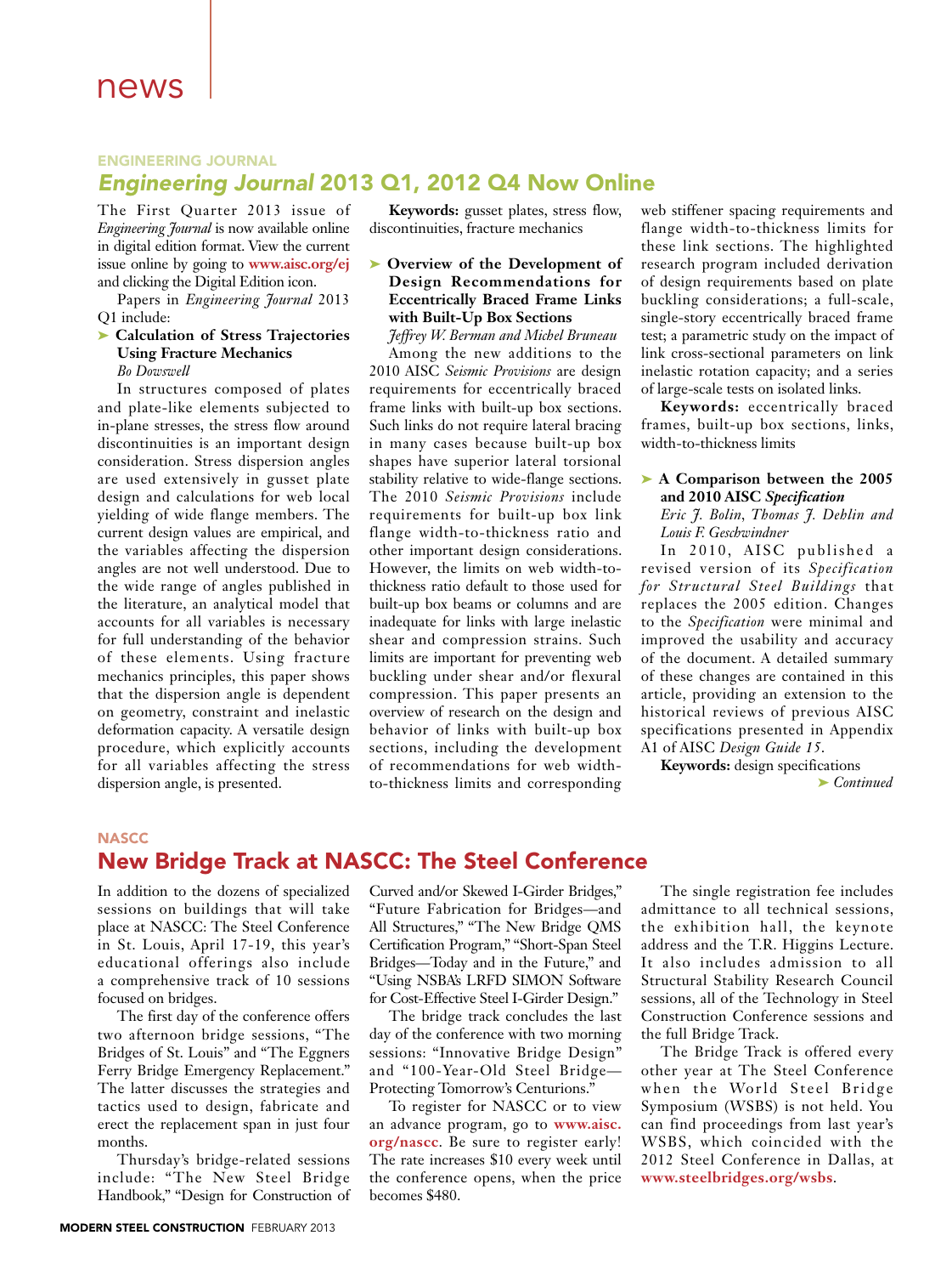news

ENGINEERING JOURNAL

## *Engineering Journal* 2013 Q1, 2012 Q4 Now Online

The First Quarter 2013 issue of *Engineering Journal* is now available online in digital edition format. View the current issue online by going to **www.aisc.org/ej** and clicking the Digital Edition icon.

Papers in *Engineering Journal* 2013 Q1 include:

➤ **Calculation of Stress Trajectories Using Fracture Mechanics**
*Bo Dowswell*

In structures composed of plates and plate-like elements subjected to in-plane stresses, the stress flow around discontinuities is an important design consideration. Stress dispersion angles are used extensively in gusset plate design and calculations for web local yielding of wide flange members. The current design values are empirical, and the variables affecting the dispersion angles are not well understood. Due to the wide range of angles published in the literature, an analytical model that accounts for all variables is necessary for full understanding of the behavior of these elements. Using fracture mechanics principles, this paper shows that the dispersion angle is dependent on geometry, constraint and inelastic deformation capacity. A versatile design procedure, which explicitly accounts for all variables affecting the stress dispersion angle, is presented.

**Keywords:** gusset plates, stress flow, discontinuities, fracture mechanics

➤ **Overview of the Development of Design Recommendations for Eccentrically Braced Frame Links with Built-Up Box Sections**
*Jeffrey W. Berman and Michel Bruneau*

Among the new additions to the 2010 AISC *Seismic Provisions* are design requirements for eccentrically braced frame links with built-up box sections. Such links do not require lateral bracing in many cases because built-up box shapes have superior lateral torsional stability relative to wide-flange sections. The 2010 *Seismic Provisions* include requirements for built-up box link flange width-to-thickness ratio and other important design considerations. However, the limits on web width-to-thickness ratio default to those used for built-up box beams or columns and are inadequate for links with large inelastic shear and compression strains. Such limits are important for preventing web buckling under shear and/or flexural compression. This paper presents an overview of research on the design and behavior of links with built-up box sections, including the development of recommendations for web width-to-thickness limits and corresponding web stiffener spacing requirements and flange width-to-thickness limits for these link sections. The highlighted research program included derivation of design requirements based on plate buckling considerations; a full-scale, single-story eccentrically braced frame test; a parametric study on the impact of link cross-sectional parameters on link inelastic rotation capacity; and a series of large-scale tests on isolated links.

**Keywords:** eccentrically braced frames, built-up box sections, links, width-to-thickness limits

➤ **A Comparison between the 2005 and 2010 AISC *Specification***
*Eric J. Bolin, Thomas J. Dehlin and Louis F. Geschwindner*

In 2010, AISC published a revised version of its *Specification for Structural Steel Buildings* that replaces the 2005 edition. Changes to the *Specification* were minimal and improved the usability and accuracy of the document. A detailed summary of these changes are contained in this article, providing an extension to the historical reviews of previous AISC specifications presented in Appendix A1 of AISC *Design Guide 15*.

**Keywords:** design specifications

➤ *Continued*

NASCC

## New Bridge Track at NASCC: The Steel Conference

In addition to the dozens of specialized sessions on buildings that will take place at NASCC: The Steel Conference in St. Louis, April 17-19, this year's educational offerings also include a comprehensive track of 10 sessions focused on bridges.

The first day of the conference offers two afternoon bridge sessions, "The Bridges of St. Louis" and "The Eggners Ferry Bridge Emergency Replacement." The latter discusses the strategies and tactics used to design, fabricate and erect the replacement span in just four months.

Thursday's bridge-related sessions include: "The New Steel Bridge Handbook," "Design for Construction of Curved and/or Skewed I-Girder Bridges," "Future Fabrication for Bridges—and All Structures," "The New Bridge QMS Certification Program," "Short-Span Steel Bridges—Today and in the Future," and "Using NSBA's LRFD SIMON Software for Cost-Effective Steel I-Girder Design."

The bridge track concludes the last day of the conference with two morning sessions: "Innovative Bridge Design" and "100-Year-Old Steel Bridge—Protecting Tomorrow's Centurions."

To register for NASCC or to view an advance program, go to **www.aisc.org/nascc**. Be sure to register early! The rate increases $10 every week until the conference opens, when the price becomes $480.

The single registration fee includes admittance to all technical sessions, the exhibition hall, the keynote address and the T.R. Higgins Lecture. It also includes admission to all Structural Stability Research Council sessions, all of the Technology in Steel Construction Conference sessions and the full Bridge Track.

The Bridge Track is offered every other year at The Steel Conference when the World Steel Bridge Symposium (WSBS) is not held. You can find proceedings from last year's WSBS, which coincided with the 2012 Steel Conference in Dallas, at **www.steelbridges.org/wsbs**.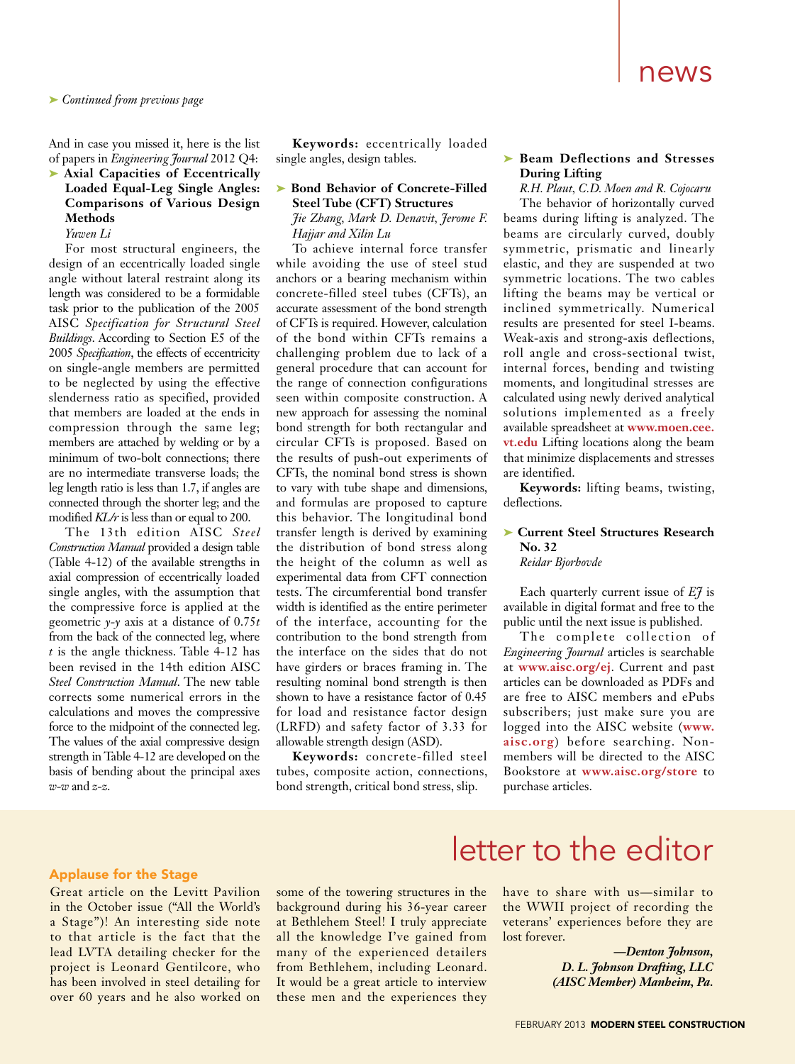# news

*Continued from previous page*

And in case you missed it, here is the list of papers in *Engineering Journal* 2012 Q4:

### Axial Capacities of Eccentrically Loaded Equal-Leg Single Angles: Comparisons of Various Design Methods

*Yuwen Li*

For most structural engineers, the design of an eccentrically loaded single angle without lateral restraint along its length was considered to be a formidable task prior to the publication of the 2005 AISC *Specification for Structural Steel Buildings*. According to Section E5 of the 2005 *Specification*, the effects of eccentricity on single-angle members are permitted to be neglected by using the effective slenderness ratio as specified, provided that members are loaded at the ends in compression through the same leg; members are attached by welding or by a minimum of two-bolt connections; there are no intermediate transverse loads; the leg length ratio is less than 1.7, if angles are connected through the shorter leg; and the modified $KL/r$ is less than or equal to 200.

The 13th edition AISC *Steel Construction Manual* provided a design table (Table 4-12) of the available strengths in axial compression of eccentrically loaded single angles, with the assumption that the compressive force is applied at the geometric $y$-$y$ axis at a distance of $0.75t$ from the back of the connected leg, where $t$ is the angle thickness. Table 4-12 has been revised in the 14th edition AISC *Steel Construction Manual*. The new table corrects some numerical errors in the calculations and moves the compressive force to the midpoint of the connected leg. The values of the axial compressive design strength in Table 4-12 are developed on the basis of bending about the principal axes $w$-$w$ and $z$-$z$.

**Keywords:** eccentrically loaded single angles, design tables.

### Bond Behavior of Concrete-Filled Steel Tube (CFT) Structures

*Jie Zhang, Mark D. Denavit, Jerome F. Hajjar and Xilin Lu*

To achieve internal force transfer while avoiding the use of steel stud anchors or a bearing mechanism within concrete-filled steel tubes (CFTs), an accurate assessment of the bond strength of CFTs is required. However, calculation of the bond within CFTs remains a challenging problem due to lack of a general procedure that can account for the range of connection configurations seen within composite construction. A new approach for assessing the nominal bond strength for both rectangular and circular CFTs is proposed. Based on the results of push-out experiments of CFTs, the nominal bond stress is shown to vary with tube shape and dimensions, and formulas are proposed to capture this behavior. The longitudinal bond transfer length is derived by examining the distribution of bond stress along the height of the column as well as experimental data from CFT connection tests. The circumferential bond transfer width is identified as the entire perimeter of the interface, accounting for the contribution to the bond strength from the interface on the sides that do not have girders or braces framing in. The resulting nominal bond strength is then shown to have a resistance factor of 0.45 for load and resistance factor design (LRFD) and safety factor of 3.33 for allowable strength design (ASD).

**Keywords:** concrete-filled steel tubes, composite action, connections, bond strength, critical bond stress, slip.

### Beam Deflections and Stresses During Lifting

*R.H. Plaut, C.D. Moen and R. Cojocaru*

The behavior of horizontally curved beams during lifting is analyzed. The beams are circularly curved, doubly symmetric, prismatic and linearly elastic, and they are suspended at two symmetric locations. The two cables lifting the beams may be vertical or inclined symmetrically. Numerical results are presented for steel I-beams. Weak-axis and strong-axis deflections, roll angle and cross-sectional twist, internal forces, bending and twisting moments, and longitudinal stresses are calculated using newly derived analytical solutions implemented as a freely available spreadsheet at **www.moen.cee.vt.edu** Lifting locations along the beam that minimize displacements and stresses are identified.

**Keywords:** lifting beams, twisting, deflections.

### Current Steel Structures Research No. 32

*Reidar Bjorhovde*

Each quarterly current issue of *EJ* is available in digital format and free to the public until the next issue is published.

The complete collection of *Engineering Journal* articles is searchable at **www.aisc.org/ej**. Current and past articles can be downloaded as PDFs and are free to AISC members and ePubs subscribers; just make sure you are logged into the AISC website (**www.aisc.org**) before searching. Non-members will be directed to the AISC Bookstore at **www.aisc.org/store** to purchase articles.

# letter to the editor

## Applause for the Stage

Great article on the Levitt Pavilion in the October issue ("All the World's a Stage")! An interesting side note to that article is the fact that the lead LVTA detailing checker for the project is Leonard Gentilcore, who has been involved in steel detailing for over 60 years and he also worked on some of the towering structures in the background during his 36-year career at Bethlehem Steel! I truly appreciate all the knowledge I've gained from many of the experienced detailers from Bethlehem, including Leonard. It would be a great article to interview these men and the experiences they have to share with us—similar to the WWII project of recording the veterans' experiences before they are lost forever.

***—Denton Johnson,***
***D. L. Johnson Drafting, LLC***
***(AISC Member) Manheim, Pa.***